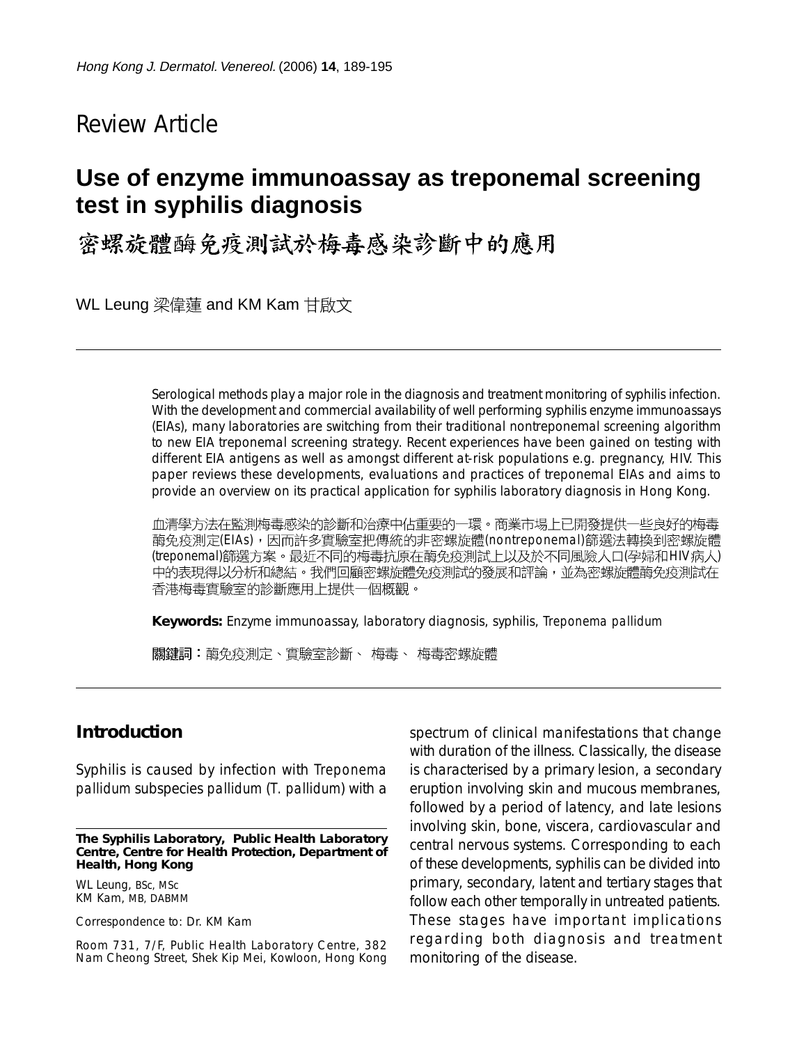Review Article

# Use of enzyme immunoassay as treponemal screening test in syphilis diagnosis

# 密螺旋體酶免疫測試於梅毒感染診斷中的應用

WL Leung 梁偉蓮 and KM Kam 甘啟文

---

Serological methods play a major role in the diagnosis and treatment monitoring of syphilis infection. With the development and commercial availability of well performing syphilis enzyme immunoassays (EIAs), many laboratories are switching from their traditional nontreponemal screening algorithm to new EIA treponemal screening strategy. Recent experiences have been gained on testing with different EIA antigens as well as amongst different at-risk populations e.g. pregnancy, HIV. This paper reviews these developments, evaluations and practices of treponemal EIAs and aims to provide an overview on its practical application for syphilis laboratory diagnosis in Hong Kong.

血清學方法在監測梅毒感染的診斷和治療中佔重要的一環。商業市場上已開發提供一些良好的梅毒酶免疫測定(EIAs)，因而許多實驗室把傳統的非密螺旋體(nontreponemal)篩選法轉換到密螺旋體(treponemal)篩選方案。最近不同的梅毒抗原在酶免疫測試上以及於不同風險人口(孕婦和HIV病人)中的表現得以分析和總結。我們回顧密螺旋體免疫測試的發展和評論，並為密螺旋體酶免疫測試在香港梅毒實驗室的診斷應用上提供一個概觀。

**Keywords:** Enzyme immunoassay, laboratory diagnosis, syphilis, *Treponema pallidum*

**關鍵詞：**酶免疫測定、實驗室診斷、 梅毒、 梅毒密螺旋體

---

## Introduction

Syphilis is caused by infection with *Treponema pallidum* subspecies *pallidum* (*T. pallidum*) with a spectrum of clinical manifestations that change with duration of the illness. Classically, the disease is characterised by a primary lesion, a secondary eruption involving skin and mucous membranes, followed by a period of latency, and late lesions involving skin, bone, viscera, cardiovascular and central nervous systems. Corresponding to each of these developments, syphilis can be divided into primary, secondary, latent and tertiary stages that follow each other temporally in untreated patients. These stages have important implications regarding both diagnosis and treatment monitoring of the disease.

**The Syphilis Laboratory, Public Health Laboratory Centre, Centre for Health Protection, Department of Health, Hong Kong**

WL Leung, BSc, MSc
KM Kam, MB, DABMM

Correspondence to: Dr. KM Kam

Room 731, 7/F, Public Health Laboratory Centre, 382 Nam Cheong Street, Shek Kip Mei, Kowloon, Hong Kong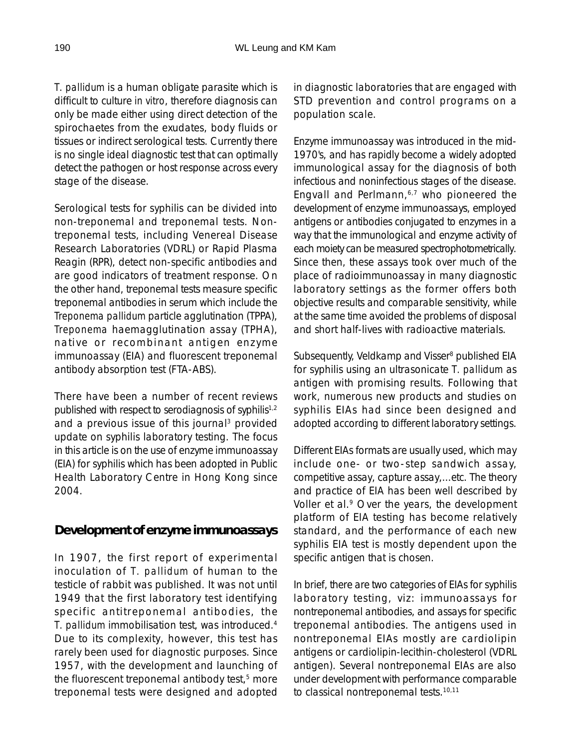*T. pallidum* is a human obligate parasite which is difficult to culture *in vitro*, therefore diagnosis can only be made either using direct detection of the spirochaetes from the exudates, body fluids or tissues or indirect serological tests. Currently there is no single ideal diagnostic test that can optimally detect the pathogen or host response across every stage of the disease.

Serological tests for syphilis can be divided into non-treponemal and treponemal tests. Non-treponemal tests, including Venereal Disease Research Laboratories (VDRL) or Rapid Plasma Reagin (RPR), detect non-specific antibodies and are good indicators of treatment response. On the other hand, treponemal tests measure specific treponemal antibodies in serum which include the *Treponema pallidum* particle agglutination (TPPA), *Treponema* haemagglutination assay (TPHA), native or recombinant antigen enzyme immunoassay (EIA) and fluorescent treponemal antibody absorption test (FTA-ABS).

There have been a number of recent reviews published with respect to serodiagnosis of syphilis[1,2] and a previous issue of this journal[3] provided update on syphilis laboratory testing. The focus in this article is on the use of enzyme immunoassay (EIA) for syphilis which has been adopted in Public Health Laboratory Centre in Hong Kong since 2004.

## Development of enzyme immunoassays

In 1907, the first report of experimental inoculation of *T. pallidum* of human to the testicle of rabbit was published. It was not until 1949 that the first laboratory test identifying specific antitreponemal antibodies, the *T. pallidum* immobilisation test, was introduced.[4] Due to its complexity, however, this test has rarely been used for diagnostic purposes. Since 1957, with the development and launching of the fluorescent treponemal antibody test,[5] more treponemal tests were designed and adopted in diagnostic laboratories that are engaged with STD prevention and control programs on a population scale.

Enzyme immunoassay was introduced in the mid-1970's, and has rapidly become a widely adopted immunological assay for the diagnosis of both infectious and noninfectious stages of the disease. Engvall and Perlmann,[6,7] who pioneered the development of enzyme immunoassays, employed antigens or antibodies conjugated to enzymes in a way that the immunological and enzyme activity of each moiety can be measured spectrophotometrically. Since then, these assays took over much of the place of radioimmunoassay in many diagnostic laboratory settings as the former offers both objective results and comparable sensitivity, while at the same time avoided the problems of disposal and short half-lives with radioactive materials.

Subsequently, Veldkamp and Visser[8] published EIA for syphilis using an ultrasonicate *T. pallidum* as antigen with promising results. Following that work, numerous new products and studies on syphilis EIAs had since been designed and adopted according to different laboratory settings.

Different EIAs formats are usually used, which may include one- or two-step sandwich assay, competitive assay, capture assay,...etc. The theory and practice of EIA has been well described by Voller et al.[9] Over the years, the development platform of EIA testing has become relatively standard, and the performance of each new syphilis EIA test is mostly dependent upon the specific antigen that is chosen.

In brief, there are two categories of EIAs for syphilis laboratory testing, viz: immunoassays for nontreponemal antibodies, and assays for specific treponemal antibodies. The antigens used in nontreponemal EIAs mostly are cardiolipin antigens or cardiolipin-lecithin-cholesterol (VDRL antigen). Several nontreponemal EIAs are also under development with performance comparable to classical nontreponemal tests.[10,11]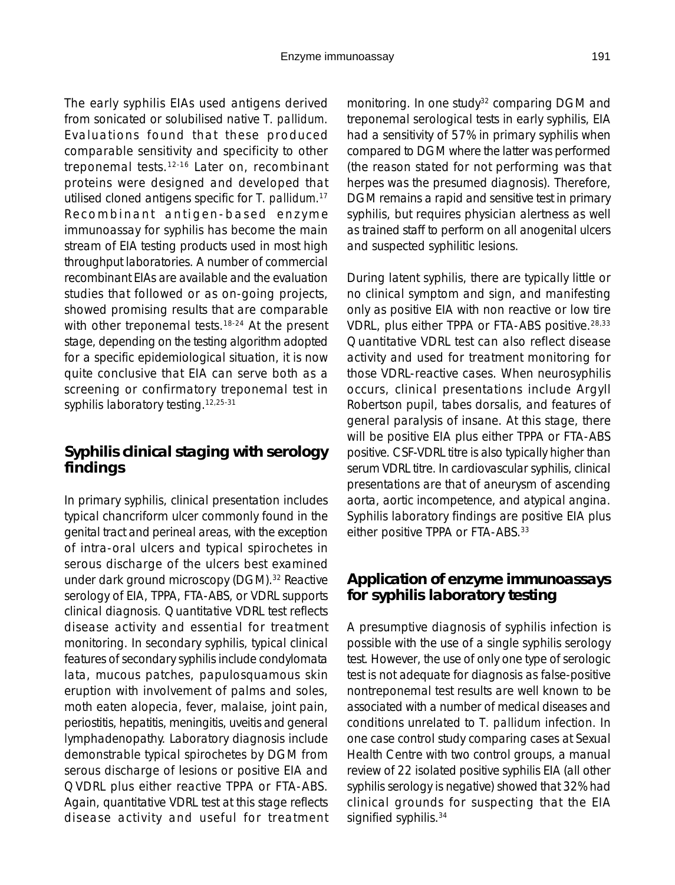The early syphilis EIAs used antigens derived from sonicated or solubilised native *T. pallidum*. Evaluations found that these produced comparable sensitivity and specificity to other treponemal tests.[12-16] Later on, recombinant proteins were designed and developed that utilised cloned antigens specific for *T. pallidum*.[17] Recombinant antigen-based enzyme immunoassay for syphilis has become the main stream of EIA testing products used in most high throughput laboratories. A number of commercial recombinant EIAs are available and the evaluation studies that followed or as on-going projects, showed promising results that are comparable with other treponemal tests.[18-24] At the present stage, depending on the testing algorithm adopted for a specific epidemiological situation, it is now quite conclusive that EIA can serve both as a screening or confirmatory treponemal test in syphilis laboratory testing.[12,25-31]

## Syphilis clinical staging with serology findings

In primary syphilis, clinical presentation includes typical chancriform ulcer commonly found in the genital tract and perineal areas, with the exception of intra-oral ulcers and typical spirochetes in serous discharge of the ulcers best examined under dark ground microscopy (DGM).[32] Reactive serology of EIA, TPPA, FTA-ABS, or VDRL supports clinical diagnosis. Quantitative VDRL test reflects disease activity and essential for treatment monitoring. In secondary syphilis, typical clinical features of secondary syphilis include condylomata lata, mucous patches, papulosquamous skin eruption with involvement of palms and soles, moth eaten alopecia, fever, malaise, joint pain, periostitis, hepatitis, meningitis, uveitis and general lymphadenopathy. Laboratory diagnosis include demonstrable typical spirochetes by DGM from serous discharge of lesions or positive EIA and QVDRL plus either reactive TPPA or FTA-ABS. Again, quantitative VDRL test at this stage reflects disease activity and useful for treatment monitoring. In one study[32] comparing DGM and treponemal serological tests in early syphilis, EIA had a sensitivity of 57% in primary syphilis when compared to DGM where the latter was performed (the reason stated for not performing was that herpes was the presumed diagnosis). Therefore, DGM remains a rapid and sensitive test in primary syphilis, but requires physician alertness as well as trained staff to perform on all anogenital ulcers and suspected syphilitic lesions.

During latent syphilis, there are typically little or no clinical symptom and sign, and manifesting only as positive EIA with non reactive or low tire VDRL, plus either TPPA or FTA-ABS positive.[28,33] Quantitative VDRL test can also reflect disease activity and used for treatment monitoring for those VDRL-reactive cases. When neurosyphilis occurs, clinical presentations include Argyll Robertson pupil, tabes dorsalis, and features of general paralysis of insane. At this stage, there will be positive EIA plus either TPPA or FTA-ABS positive. CSF-VDRL titre is also typically higher than serum VDRL titre. In cardiovascular syphilis, clinical presentations are that of aneurysm of ascending aorta, aortic incompetence, and atypical angina. Syphilis laboratory findings are positive EIA plus either positive TPPA or FTA-ABS.[33]

## Application of enzyme immunoassays for syphilis laboratory testing

A presumptive diagnosis of syphilis infection is possible with the use of a single syphilis serology test. However, the use of only one type of serologic test is not adequate for diagnosis as false-positive nontreponemal test results are well known to be associated with a number of medical diseases and conditions unrelated to *T. pallidum* infection. In one case control study comparing cases at Sexual Health Centre with two control groups, a manual review of 22 isolated positive syphilis EIA (all other syphilis serology is negative) showed that 32% had clinical grounds for suspecting that the EIA signified syphilis.[34]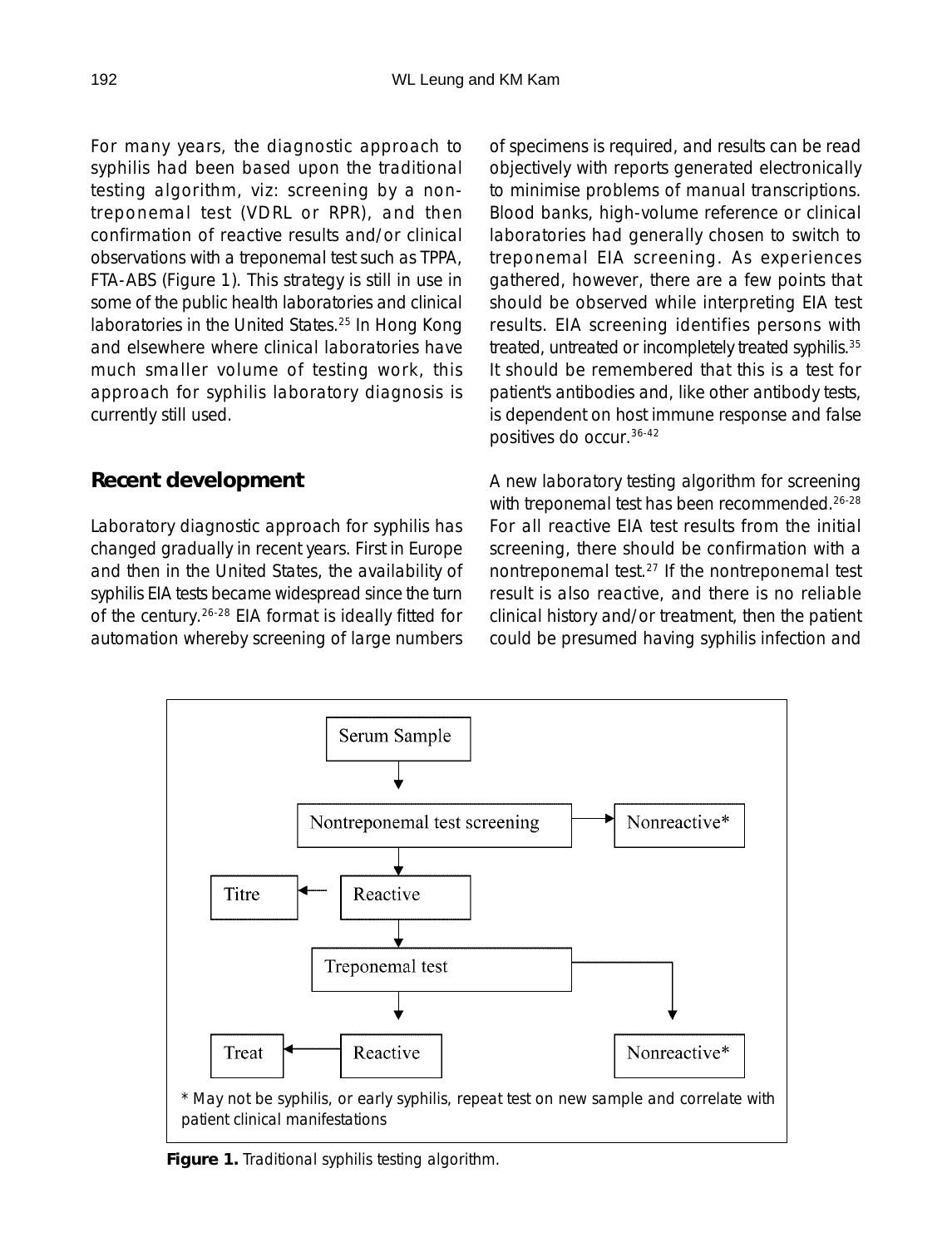For many years, the diagnostic approach to syphilis had been based upon the traditional testing algorithm, viz: screening by a non-treponemal test (VDRL or RPR), and then confirmation of reactive results and/or clinical observations with a treponemal test such as TPPA, FTA-ABS (Figure 1). This strategy is still in use in some of the public health laboratories and clinical laboratories in the United States.[25] In Hong Kong and elsewhere where clinical laboratories have much smaller volume of testing work, this approach for syphilis laboratory diagnosis is currently still used.

## Recent development

Laboratory diagnostic approach for syphilis has changed gradually in recent years. First in Europe and then in the United States, the availability of syphilis EIA tests became widespread since the turn of the century.[26-28] EIA format is ideally fitted for automation whereby screening of large numbers of specimens is required, and results can be read objectively with reports generated electronically to minimise problems of manual transcriptions. Blood banks, high-volume reference or clinical laboratories had generally chosen to switch to treponemal EIA screening. As experiences gathered, however, there are a few points that should be observed while interpreting EIA test results. EIA screening identifies persons with treated, untreated or incompletely treated syphilis.[35] It should be remembered that this is a test for patient's antibodies and, like other antibody tests, is dependent on host immune response and false positives do occur.[36-42]

A new laboratory testing algorithm for screening with treponemal test has been recommended.[26-28] For all reactive EIA test results from the initial screening, there should be confirmation with a nontreponemal test.[27] If the nontreponemal test result is also reactive, and there is no reliable clinical history and/or treatment, then the patient could be presumed having syphilis infection and

Serum Sample → Nontreponemal test screening → Nonreactive*

Nontreponemal test screening → Reactive → Titre

Reactive → Treponemal test → Reactive → Treat

Treponemal test → Nonreactive*

* May not be syphilis, or early syphilis, repeat test on new sample and correlate with patient clinical manifestations

**Figure 1.** Traditional syphilis testing algorithm.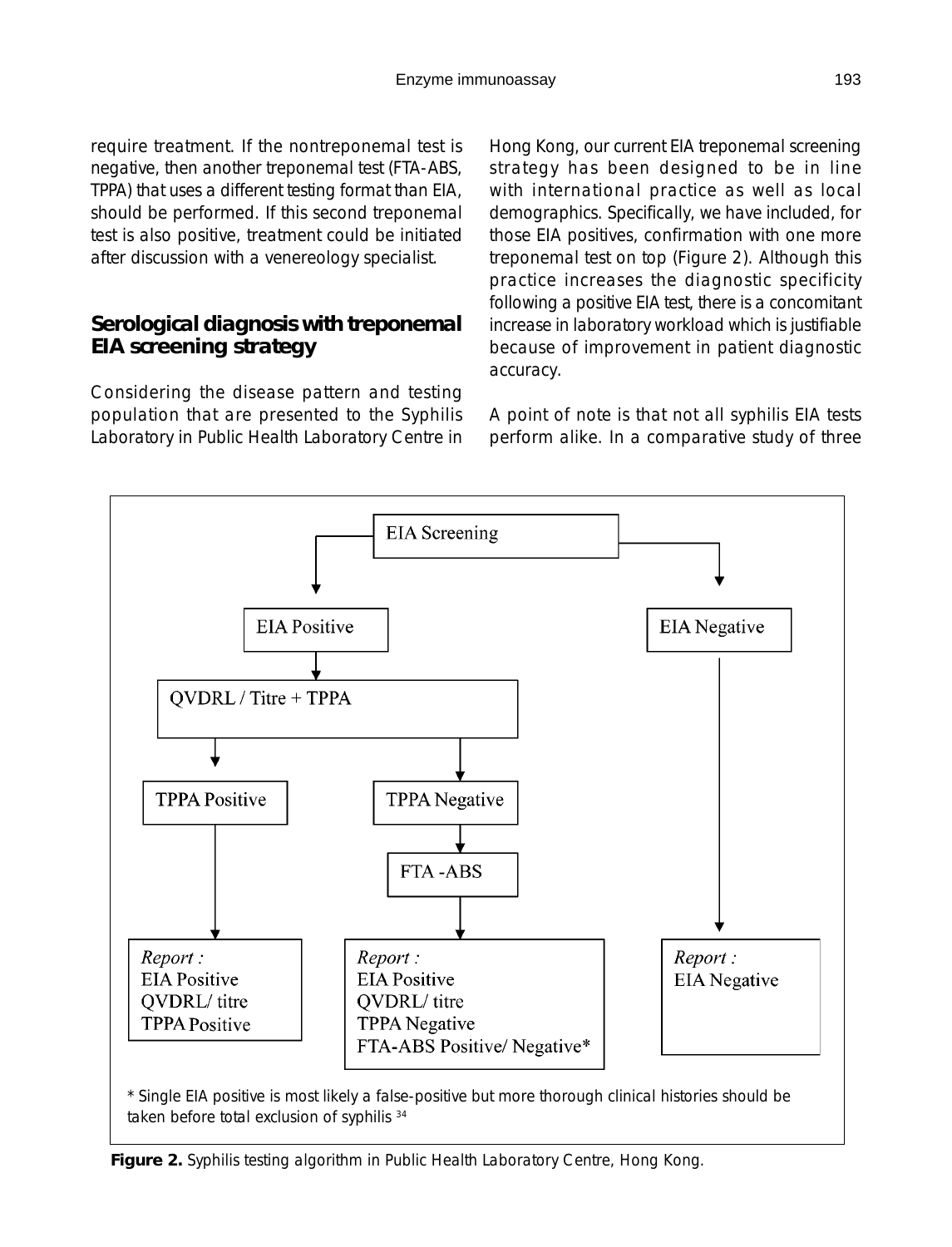require treatment. If the nontreponemal test is negative, then another treponemal test (FTA-ABS, TPPA) that uses a different testing format than EIA, should be performed. If this second treponemal test is also positive, treatment could be initiated after discussion with a venereology specialist.

## Serological diagnosis with treponemal EIA screening strategy

Considering the disease pattern and testing population that are presented to the Syphilis Laboratory in Public Health Laboratory Centre in Hong Kong, our current EIA treponemal screening strategy has been designed to be in line with international practice as well as local demographics. Specifically, we have included, for those EIA positives, confirmation with one more treponemal test on top (Figure 2). Although this practice increases the diagnostic specificity following a positive EIA test, there is a concomitant increase in laboratory workload which is justifiable because of improvement in patient diagnostic accuracy.

A point of note is that not all syphilis EIA tests perform alike. In a comparative study of three

EIA Screening

- EIA Positive
  - QVDRL / Titre + TPPA
    - TPPA Positive
      - *Report :* EIA Positive, QVDRL/ titre, TPPA Positive
    - TPPA Negative
      - FTA -ABS
        - *Report :* EIA Positive, QVDRL/ titre, TPPA Negative, FTA-ABS Positive/ Negative*
- EIA Negative
  - *Report :* EIA Negative

\* Single EIA positive is most likely a false-positive but more thorough clinical histories should be taken before total exclusion of syphilis [34]

**Figure 2.** Syphilis testing algorithm in Public Health Laboratory Centre, Hong Kong.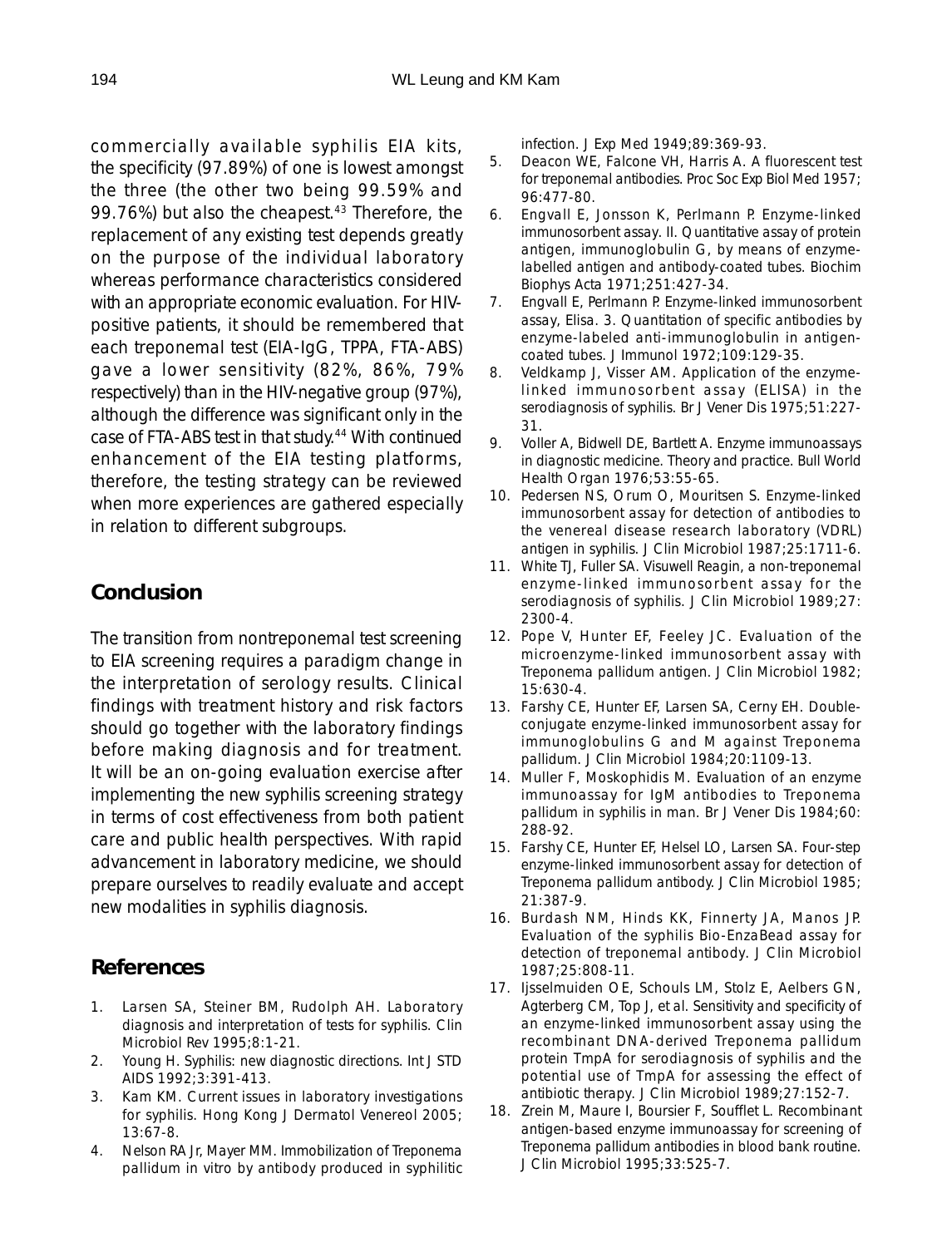commercially available syphilis EIA kits, the specificity (97.89%) of one is lowest amongst the three (the other two being 99.59% and 99.76%) but also the cheapest.[43] Therefore, the replacement of any existing test depends greatly on the purpose of the individual laboratory whereas performance characteristics considered with an appropriate economic evaluation. For HIV-positive patients, it should be remembered that each treponemal test (EIA-IgG, TPPA, FTA-ABS) gave a lower sensitivity (82%, 86%, 79% respectively) than in the HIV-negative group (97%), although the difference was significant only in the case of FTA-ABS test in that study.[44] With continued enhancement of the EIA testing platforms, therefore, the testing strategy can be reviewed when more experiences are gathered especially in relation to different subgroups.

## Conclusion

The transition from nontreponemal test screening to EIA screening requires a paradigm change in the interpretation of serology results. Clinical findings with treatment history and risk factors should go together with the laboratory findings before making diagnosis and for treatment. It will be an on-going evaluation exercise after implementing the new syphilis screening strategy in terms of cost effectiveness from both patient care and public health perspectives. With rapid advancement in laboratory medicine, we should prepare ourselves to readily evaluate and accept new modalities in syphilis diagnosis.

## References

1. Larsen SA, Steiner BM, Rudolph AH. Laboratory diagnosis and interpretation of tests for syphilis. Clin Microbiol Rev 1995;8:1-21.
2. Young H. Syphilis: new diagnostic directions. Int J STD AIDS 1992;3:391-413.
3. Kam KM. Current issues in laboratory investigations for syphilis. Hong Kong J Dermatol Venereol 2005; 13:67-8.
4. Nelson RA Jr, Mayer MM. Immobilization of Treponema pallidum in vitro by antibody produced in syphilitic infection. J Exp Med 1949;89:369-93.
5. Deacon WE, Falcone VH, Harris A. A fluorescent test for treponemal antibodies. Proc Soc Exp Biol Med 1957; 96:477-80.
6. Engvall E, Jonsson K, Perlmann P. Enzyme-linked immunosorbent assay. II. Quantitative assay of protein antigen, immunoglobulin G, by means of enzyme-labelled antigen and antibody-coated tubes. Biochim Biophys Acta 1971;251:427-34.
7. Engvall E, Perlmann P. Enzyme-linked immunosorbent assay, Elisa. 3. Quantitation of specific antibodies by enzyme-labeled anti-immunoglobulin in antigen-coated tubes. J Immunol 1972;109:129-35.
8. Veldkamp J, Visser AM. Application of the enzyme-linked immunosorbent assay (ELISA) in the serodiagnosis of syphilis. Br J Vener Dis 1975;51:227-31.
9. Voller A, Bidwell DE, Bartlett A. Enzyme immunoassays in diagnostic medicine. Theory and practice. Bull World Health Organ 1976;53:55-65.
10. Pedersen NS, Orum O, Mouritsen S. Enzyme-linked immunosorbent assay for detection of antibodies to the venereal disease research laboratory (VDRL) antigen in syphilis. J Clin Microbiol 1987;25:1711-6.
11. White TJ, Fuller SA. Visuwell Reagin, a non-treponemal enzyme-linked immunosorbent assay for the serodiagnosis of syphilis. J Clin Microbiol 1989;27: 2300-4.
12. Pope V, Hunter EF, Feeley JC. Evaluation of the microenzyme-linked immunosorbent assay with Treponema pallidum antigen. J Clin Microbiol 1982; 15:630-4.
13. Farshy CE, Hunter EF, Larsen SA, Cerny EH. Double-conjugate enzyme-linked immunosorbent assay for immunoglobulins G and M against Treponema pallidum. J Clin Microbiol 1984;20:1109-13.
14. Muller F, Moskophidis M. Evaluation of an enzyme immunoassay for IgM antibodies to Treponema pallidum in syphilis in man. Br J Vener Dis 1984;60: 288-92.
15. Farshy CE, Hunter EF, Helsel LO, Larsen SA. Four-step enzyme-linked immunosorbent assay for detection of Treponema pallidum antibody. J Clin Microbiol 1985; 21:387-9.
16. Burdash NM, Hinds KK, Finnerty JA, Manos JP. Evaluation of the syphilis Bio-EnzaBead assay for detection of treponemal antibody. J Clin Microbiol 1987;25:808-11.
17. Ijsselmuiden OE, Schouls LM, Stolz E, Aelbers GN, Agterberg CM, Top J, et al. Sensitivity and specificity of an enzyme-linked immunosorbent assay using the recombinant DNA-derived Treponema pallidum protein TmpA for serodiagnosis of syphilis and the potential use of TmpA for assessing the effect of antibiotic therapy. J Clin Microbiol 1989;27:152-7.
18. Zrein M, Maure I, Boursier F, Soufflet L. Recombinant antigen-based enzyme immunoassay for screening of Treponema pallidum antibodies in blood bank routine. J Clin Microbiol 1995;33:525-7.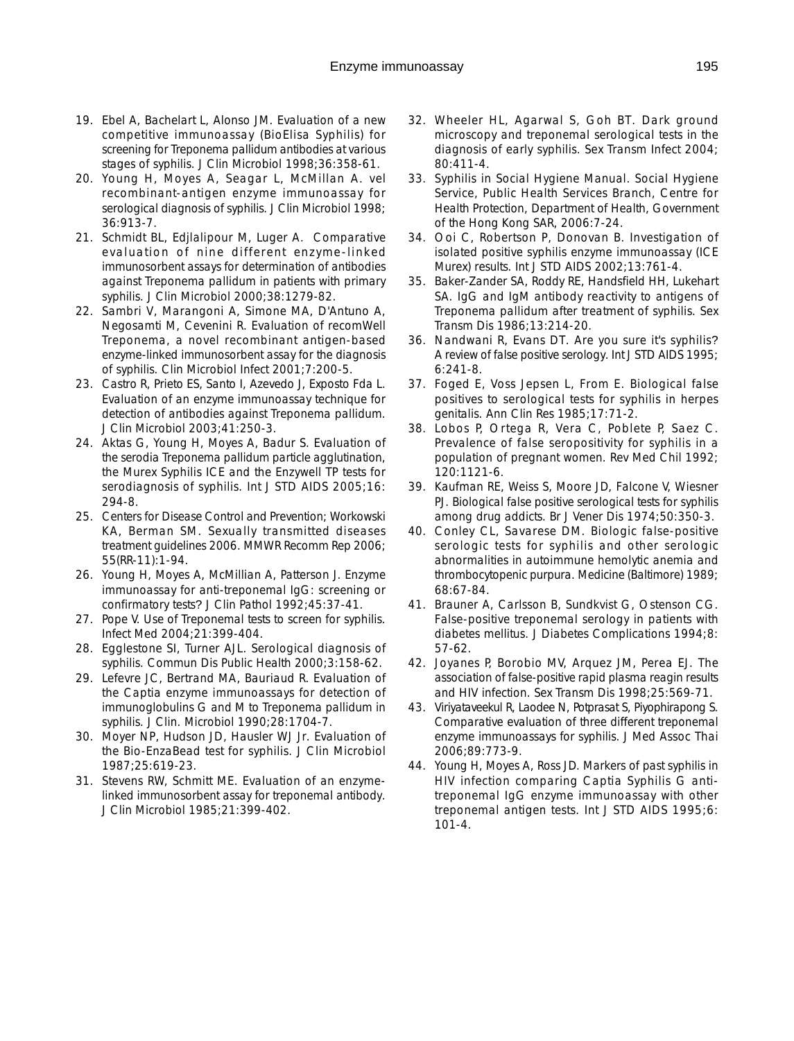19. Ebel A, Bachelart L, Alonso JM. Evaluation of a new competitive immunoassay (BioElisa Syphilis) for screening for Treponema pallidum antibodies at various stages of syphilis. J Clin Microbiol 1998;36:358-61.
20. Young H, Moyes A, Seagar L, McMillan A. vel recombinant-antigen enzyme immunoassay for serological diagnosis of syphilis. J Clin Microbiol 1998; 36:913-7.
21. Schmidt BL, Edjlalipour M, Luger A. Comparative evaluation of nine different enzyme-linked immunosorbent assays for determination of antibodies against Treponema pallidum in patients with primary syphilis. J Clin Microbiol 2000;38:1279-82.
22. Sambri V, Marangoni A, Simone MA, D'Antuno A, Negosamti M, Cevenini R. Evaluation of recomWell Treponema, a novel recombinant antigen-based enzyme-linked immunosorbent assay for the diagnosis of syphilis. Clin Microbiol Infect 2001;7:200-5.
23. Castro R, Prieto ES, Santo I, Azevedo J, Exposto Fda L. Evaluation of an enzyme immunoassay technique for detection of antibodies against Treponema pallidum. J Clin Microbiol 2003;41:250-3.
24. Aktas G, Young H, Moyes A, Badur S. Evaluation of the serodia Treponema pallidum particle agglutination, the Murex Syphilis ICE and the Enzywell TP tests for serodiagnosis of syphilis. Int J STD AIDS 2005;16: 294-8.
25. Centers for Disease Control and Prevention; Workowski KA, Berman SM. Sexually transmitted diseases treatment guidelines 2006. MMWR Recomm Rep 2006; 55(RR-11):1-94.
26. Young H, Moyes A, McMillian A, Patterson J. Enzyme immunoassay for anti-treponemal IgG: screening or confirmatory tests? J Clin Pathol 1992;45:37-41.
27. Pope V. Use of Treponemal tests to screen for syphilis. Infect Med 2004;21:399-404.
28. Egglestone SI, Turner AJL. Serological diagnosis of syphilis. Commun Dis Public Health 2000;3:158-62.
29. Lefevre JC, Bertrand MA, Bauriaud R. Evaluation of the Captia enzyme immunoassays for detection of immunoglobulins G and M to Treponema pallidum in syphilis. J Clin. Microbiol 1990;28:1704-7.
30. Moyer NP, Hudson JD, Hausler WJ Jr. Evaluation of the Bio-EnzaBead test for syphilis. J Clin Microbiol 1987;25:619-23.
31. Stevens RW, Schmitt ME. Evaluation of an enzyme-linked immunosorbent assay for treponemal antibody. J Clin Microbiol 1985;21:399-402.
32. Wheeler HL, Agarwal S, Goh BT. Dark ground microscopy and treponemal serological tests in the diagnosis of early syphilis. Sex Transm Infect 2004; 80:411-4.
33. Syphilis in Social Hygiene Manual. Social Hygiene Service, Public Health Services Branch, Centre for Health Protection, Department of Health, Government of the Hong Kong SAR, 2006:7-24.
34. Ooi C, Robertson P, Donovan B. Investigation of isolated positive syphilis enzyme immunoassay (ICE Murex) results. Int J STD AIDS 2002;13:761-4.
35. Baker-Zander SA, Roddy RE, Handsfield HH, Lukehart SA. IgG and IgM antibody reactivity to antigens of Treponema pallidum after treatment of syphilis. Sex Transm Dis 1986;13:214-20.
36. Nandwani R, Evans DT. Are you sure it's syphilis? A review of false positive serology. Int J STD AIDS 1995; 6:241-8.
37. Foged E, Voss Jepsen L, From E. Biological false positives to serological tests for syphilis in herpes genitalis. Ann Clin Res 1985;17:71-2.
38. Lobos P, Ortega R, Vera C, Poblete P, Saez C. Prevalence of false seropositivity for syphilis in a population of pregnant women. Rev Med Chil 1992; 120:1121-6.
39. Kaufman RE, Weiss S, Moore JD, Falcone V, Wiesner PJ. Biological false positive serological tests for syphilis among drug addicts. Br J Vener Dis 1974;50:350-3.
40. Conley CL, Savarese DM. Biologic false-positive serologic tests for syphilis and other serologic abnormalities in autoimmune hemolytic anemia and thrombocytopenic purpura. Medicine (Baltimore) 1989; 68:67-84.
41. Brauner A, Carlsson B, Sundkvist G, Ostenson CG. False-positive treponemal serology in patients with diabetes mellitus. J Diabetes Complications 1994;8: 57-62.
42. Joyanes P, Borobio MV, Arquez JM, Perea EJ. The association of false-positive rapid plasma reagin results and HIV infection. Sex Transm Dis 1998;25:569-71.
43. Viriyataveekul R, Laodee N, Potprasat S, Piyophirapong S. Comparative evaluation of three different treponemal enzyme immunoassays for syphilis. J Med Assoc Thai 2006;89:773-9.
44. Young H, Moyes A, Ross JD. Markers of past syphilis in HIV infection comparing Captia Syphilis G anti-treponemal IgG enzyme immunoassay with other treponemal antigen tests. Int J STD AIDS 1995;6: 101-4.